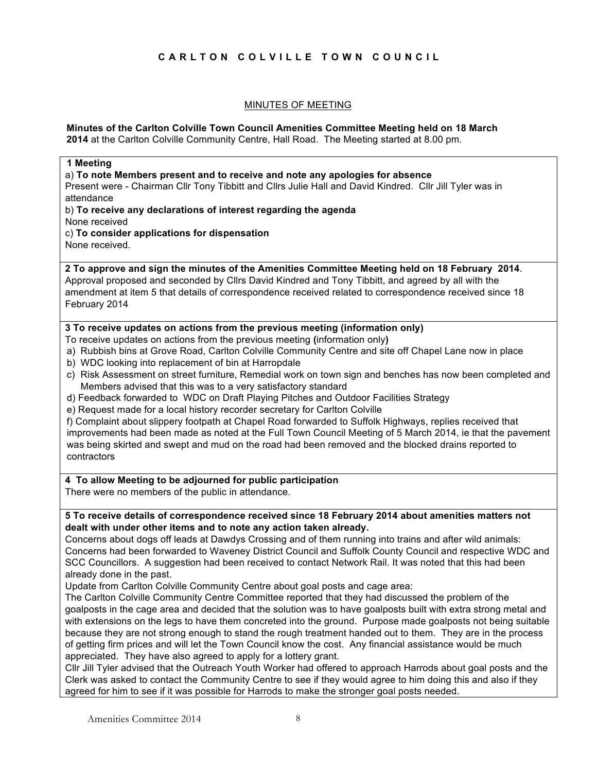# CARLTON COLVILLE TOWN COUNCIL

## MINUTES OF MEETING

**Minutes of the Carlton Colville Town Council Amenities Committee Meeting held on 18 March 2014** at the Carlton Colville Community Centre, Hall Road. The Meeting started at 8.00 pm.

**1 Meeting**

a) **To note Members present and to receive and note any apologies for absence**

Present were - Chairman Cllr Tony Tibbitt and Cllrs Julie Hall and David Kindred. Cllr Jill Tyler was in attendance

b) **To receive any declarations of interest regarding the agenda**

None received

c) **To consider applications for dispensation**

None received.

**2 To approve and sign the minutes of the Amenities Committee Meeting held on 18 February 2014**.

Approval proposed and seconded by Cllrs David Kindred and Tony Tibbitt, and agreed by all with the amendment at item 5 that details of correspondence received related to correspondence received since 18 February 2014

**3 To receive updates on actions from the previous meeting (information only)**

To receive updates on actions from the previous meeting **(**information only**)**

a) Rubbish bins at Grove Road, Carlton Colville Community Centre and site off Chapel Lane now in place
b) WDC looking into replacement of bin at Harropdale
c) Risk Assessment on street furniture, Remedial work on town sign and benches has now been completed and Members advised that this was to a very satisfactory standard
d) Feedback forwarded to WDC on Draft Playing Pitches and Outdoor Facilities Strategy
e) Request made for a local history recorder secretary for Carlton Colville
f) Complaint about slippery footpath at Chapel Road forwarded to Suffolk Highways, replies received that improvements had been made as noted at the Full Town Council Meeting of 5 March 2014, ie that the pavement was being skirted and swept and mud on the road had been removed and the blocked drains reported to contractors

**4 To allow Meeting to be adjourned for public participation**

There were no members of the public in attendance.

**5 To receive details of correspondence received since 18 February 2014 about amenities matters not dealt with under other items and to note any action taken already.**

Concerns about dogs off leads at Dawdys Crossing and of them running into trains and after wild animals: Concerns had been forwarded to Waveney District Council and Suffolk County Council and respective WDC and SCC Councillors. A suggestion had been received to contact Network Rail. It was noted that this had been already done in the past.

Update from Carlton Colville Community Centre about goal posts and cage area:

The Carlton Colville Community Centre Committee reported that they had discussed the problem of the goalposts in the cage area and decided that the solution was to have goalposts built with extra strong metal and with extensions on the legs to have them concreted into the ground. Purpose made goalposts not being suitable because they are not strong enough to stand the rough treatment handed out to them. They are in the process of getting firm prices and will let the Town Council know the cost. Any financial assistance would be much appreciated. They have also agreed to apply for a lottery grant.

Cllr Jill Tyler advised that the Outreach Youth Worker had offered to approach Harrods about goal posts and the Clerk was asked to contact the Community Centre to see if they would agree to him doing this and also if they agreed for him to see if it was possible for Harrods to make the stronger goal posts needed.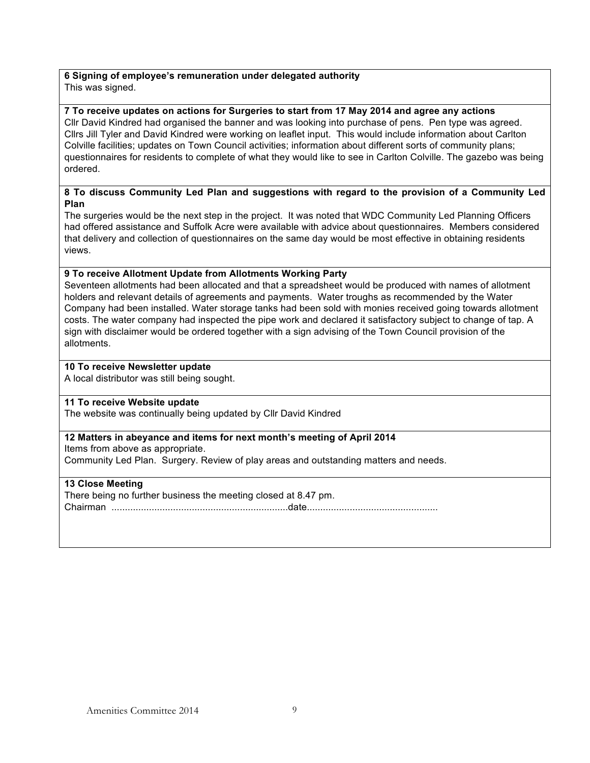**6 Signing of employee's remuneration under delegated authority**
This was signed.

**7 To receive updates on actions for Surgeries to start from 17 May 2014 and agree any actions**
Cllr David Kindred had organised the banner and was looking into purchase of pens. Pen type was agreed. Cllrs Jill Tyler and David Kindred were working on leaflet input. This would include information about Carlton Colville facilities; updates on Town Council activities; information about different sorts of community plans; questionnaires for residents to complete of what they would like to see in Carlton Colville. The gazebo was being ordered.

**8 To discuss Community Led Plan and suggestions with regard to the provision of a Community Led Plan**
The surgeries would be the next step in the project. It was noted that WDC Community Led Planning Officers had offered assistance and Suffolk Acre were available with advice about questionnaires. Members considered that delivery and collection of questionnaires on the same day would be most effective in obtaining residents views.

**9 To receive Allotment Update from Allotments Working Party**
Seventeen allotments had been allocated and that a spreadsheet would be produced with names of allotment holders and relevant details of agreements and payments. Water troughs as recommended by the Water Company had been installed. Water storage tanks had been sold with monies received going towards allotment costs. The water company had inspected the pipe work and declared it satisfactory subject to change of tap. A sign with disclaimer would be ordered together with a sign advising of the Town Council provision of the allotments.

**10 To receive Newsletter update**
A local distributor was still being sought.

**11 To receive Website update**
The website was continually being updated by Cllr David Kindred

**12 Matters in abeyance and items for next month's meeting of April 2014**
Items from above as appropriate.
Community Led Plan. Surgery. Review of play areas and outstanding matters and needs.

**13 Close Meeting**
There being no further business the meeting closed at 8.47 pm.
Chairman ..................................................................date.................................................